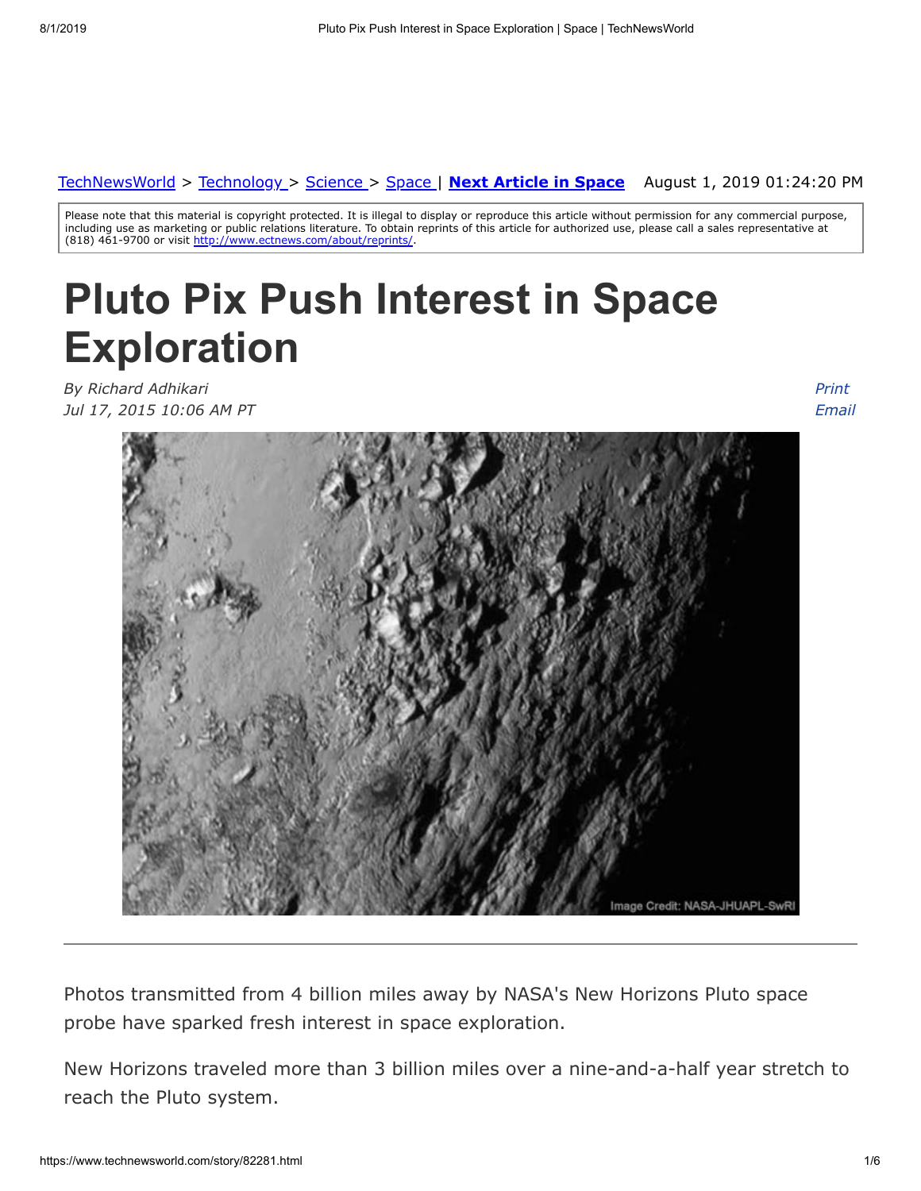TechNewsWorld > Technology > Science > Space | **Next Article in Space** August 1, 2019 01:24:20 PM

Please note that this material is copyright protected. It is illegal to display or reproduce this article without permission for any commercial purpose, including use as marketing or public relations literature. To obtain reprints of this article for authorized use, please call a sales representative at (818) 461-9700 or visit http://www.ectnews.com/about/reprints/.

# Pluto Pix Push Interest in Space Exploration

*By Richard Adhikari*
*Jul 17, 2015 10:06 AM PT*

*Print*
*Email*

Image Credit: NASA-JHUAPL-SwRI

---

Photos transmitted from 4 billion miles away by NASA's New Horizons Pluto space probe have sparked fresh interest in space exploration.

New Horizons traveled more than 3 billion miles over a nine-and-a-half year stretch to reach the Pluto system.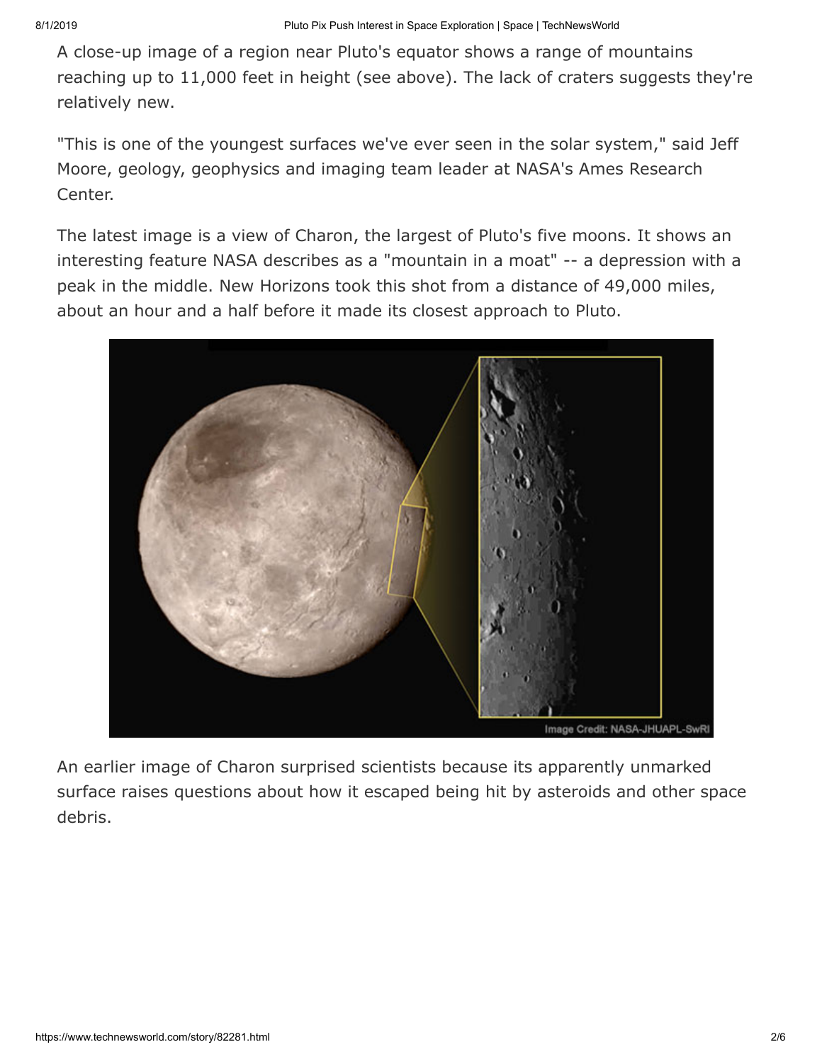A close-up image of a region near Pluto's equator shows a range of mountains reaching up to 11,000 feet in height (see above). The lack of craters suggests they're relatively new.

"This is one of the youngest surfaces we've ever seen in the solar system," said Jeff Moore, geology, geophysics and imaging team leader at NASA's Ames Research Center.

The latest image is a view of Charon, the largest of Pluto's five moons. It shows an interesting feature NASA describes as a "mountain in a moat" -- a depression with a peak in the middle. New Horizons took this shot from a distance of 49,000 miles, about an hour and a half before it made its closest approach to Pluto.

Image Credit: NASA-JHUAPL-SwRI

An earlier image of Charon surprised scientists because its apparently unmarked surface raises questions about how it escaped being hit by asteroids and other space debris.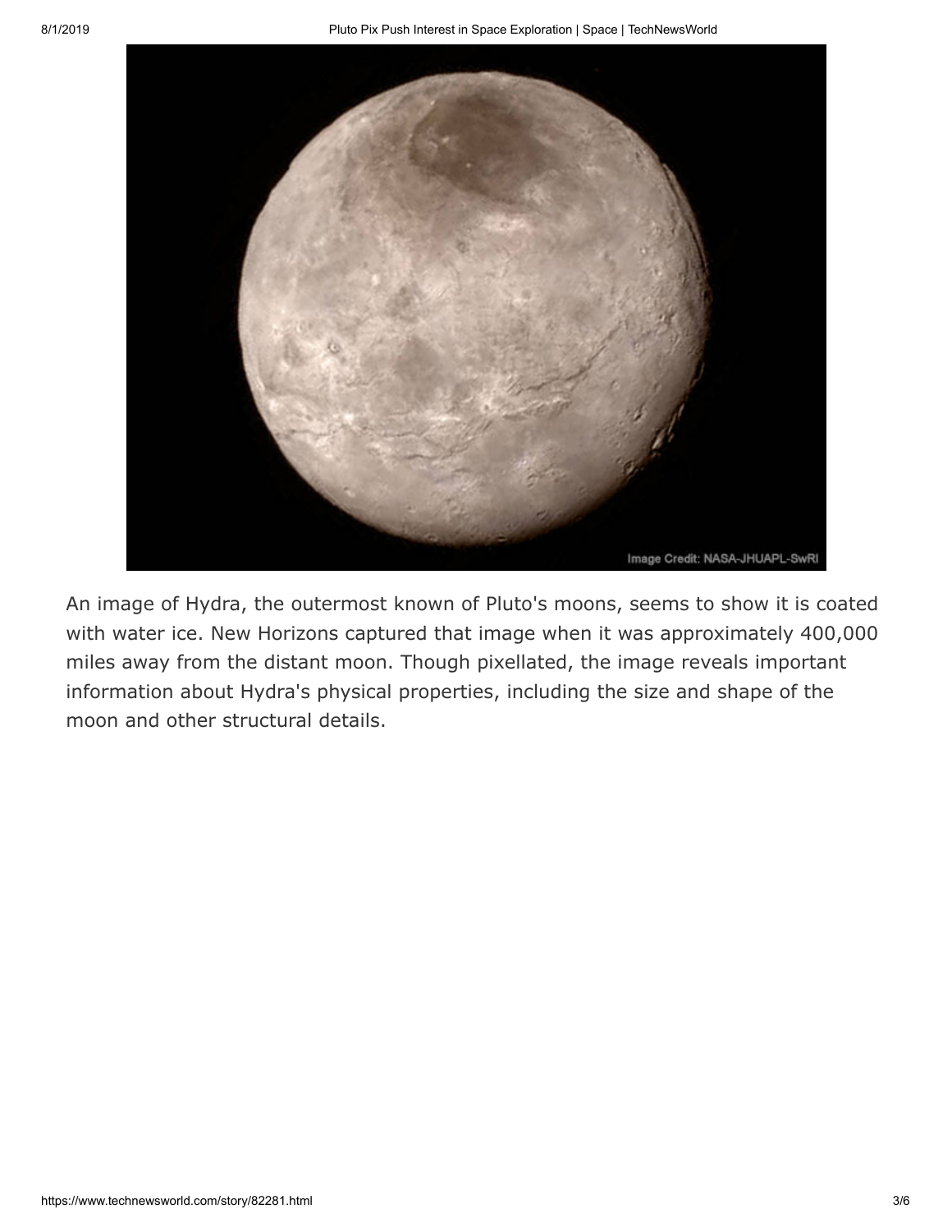An image of Hydra, the outermost known of Pluto's moons, seems to show it is coated with water ice. New Horizons captured that image when it was approximately 400,000 miles away from the distant moon. Though pixellated, the image reveals important information about Hydra's physical properties, including the size and shape of the moon and other structural details.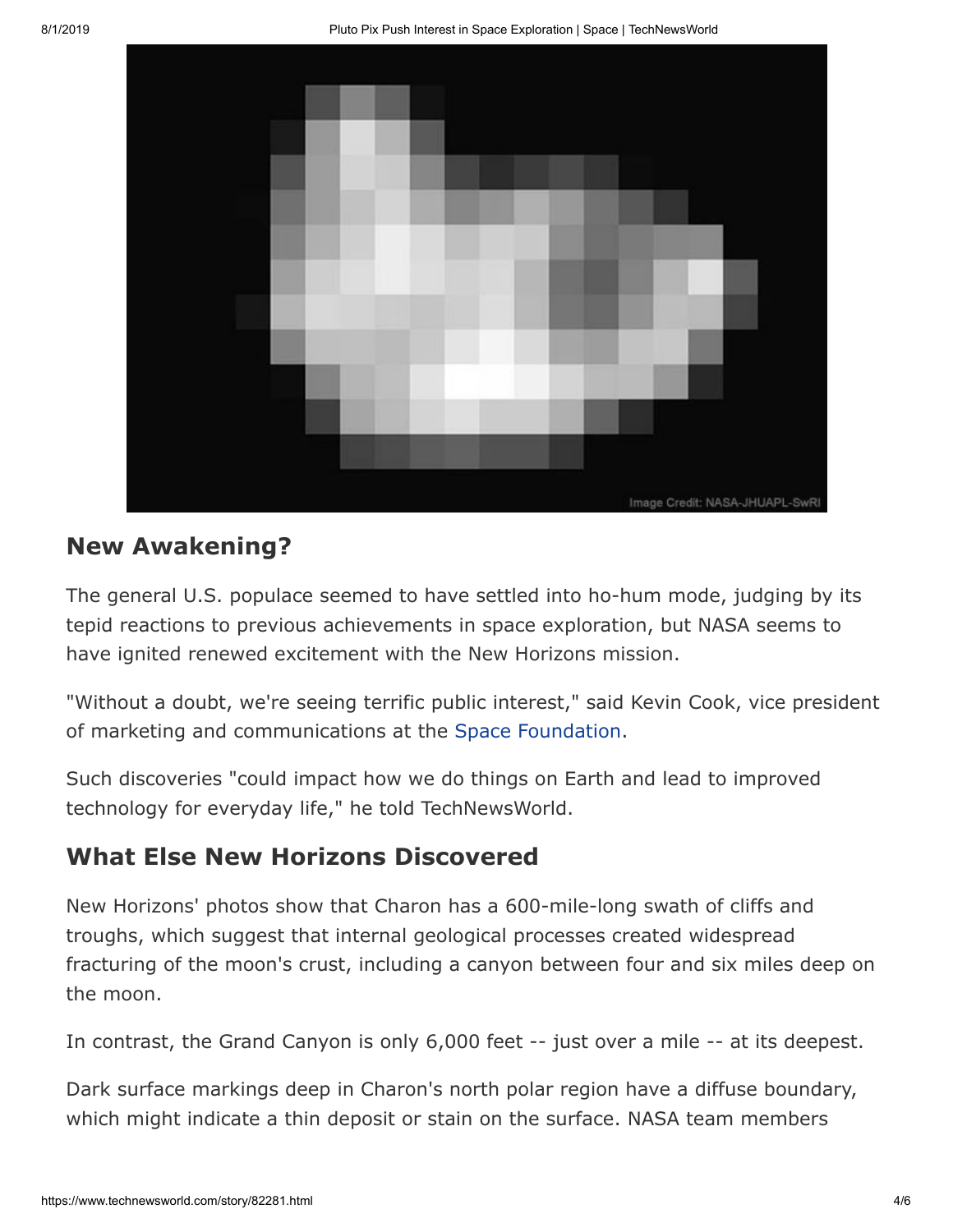Image Credit: NASA-JHUAPL-SwRI

## New Awakening?

The general U.S. populace seemed to have settled into ho-hum mode, judging by its tepid reactions to previous achievements in space exploration, but NASA seems to have ignited renewed excitement with the New Horizons mission.

"Without a doubt, we're seeing terrific public interest," said Kevin Cook, vice president of marketing and communications at the Space Foundation.

Such discoveries "could impact how we do things on Earth and lead to improved technology for everyday life," he told TechNewsWorld.

## What Else New Horizons Discovered

New Horizons' photos show that Charon has a 600-mile-long swath of cliffs and troughs, which suggest that internal geological processes created widespread fracturing of the moon's crust, including a canyon between four and six miles deep on the moon.

In contrast, the Grand Canyon is only 6,000 feet -- just over a mile -- at its deepest.

Dark surface markings deep in Charon's north polar region have a diffuse boundary, which might indicate a thin deposit or stain on the surface. NASA team members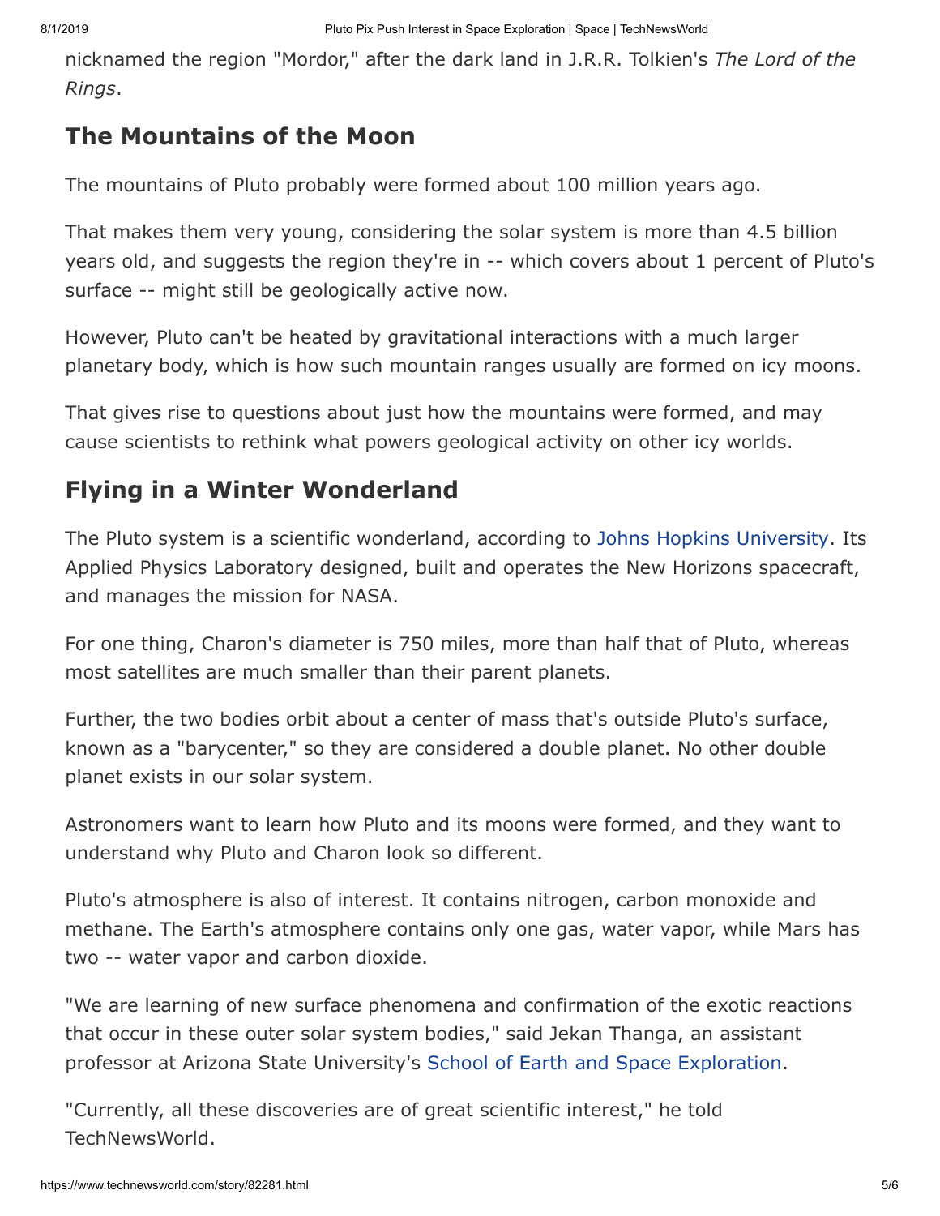nicknamed the region "Mordor," after the dark land in J.R.R. Tolkien's *The Lord of the Rings*.

## The Mountains of the Moon

The mountains of Pluto probably were formed about 100 million years ago.

That makes them very young, considering the solar system is more than 4.5 billion years old, and suggests the region they're in -- which covers about 1 percent of Pluto's surface -- might still be geologically active now.

However, Pluto can't be heated by gravitational interactions with a much larger planetary body, which is how such mountain ranges usually are formed on icy moons.

That gives rise to questions about just how the mountains were formed, and may cause scientists to rethink what powers geological activity on other icy worlds.

## Flying in a Winter Wonderland

The Pluto system is a scientific wonderland, according to Johns Hopkins University. Its Applied Physics Laboratory designed, built and operates the New Horizons spacecraft, and manages the mission for NASA.

For one thing, Charon's diameter is 750 miles, more than half that of Pluto, whereas most satellites are much smaller than their parent planets.

Further, the two bodies orbit about a center of mass that's outside Pluto's surface, known as a "barycenter," so they are considered a double planet. No other double planet exists in our solar system.

Astronomers want to learn how Pluto and its moons were formed, and they want to understand why Pluto and Charon look so different.

Pluto's atmosphere is also of interest. It contains nitrogen, carbon monoxide and methane. The Earth's atmosphere contains only one gas, water vapor, while Mars has two -- water vapor and carbon dioxide.

"We are learning of new surface phenomena and confirmation of the exotic reactions that occur in these outer solar system bodies," said Jekan Thanga, an assistant professor at Arizona State University's School of Earth and Space Exploration.

"Currently, all these discoveries are of great scientific interest," he told TechNewsWorld.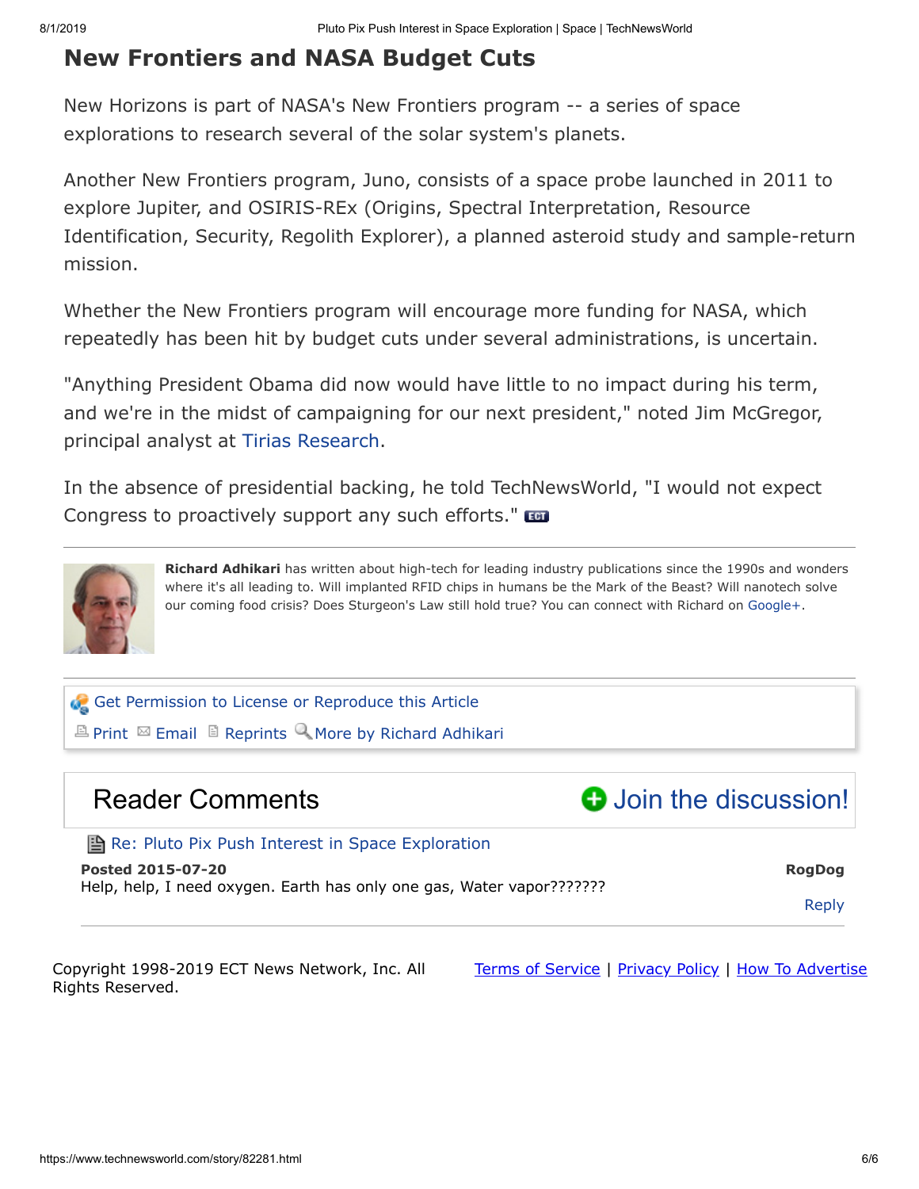## New Frontiers and NASA Budget Cuts

New Horizons is part of NASA's New Frontiers program -- a series of space explorations to research several of the solar system's planets.

Another New Frontiers program, Juno, consists of a space probe launched in 2011 to explore Jupiter, and OSIRIS-REx (Origins, Spectral Interpretation, Resource Identification, Security, Regolith Explorer), a planned asteroid study and sample-return mission.

Whether the New Frontiers program will encourage more funding for NASA, which repeatedly has been hit by budget cuts under several administrations, is uncertain.

"Anything President Obama did now would have little to no impact during his term, and we're in the midst of campaigning for our next president," noted Jim McGregor, principal analyst at Tirias Research.

In the absence of presidential backing, he told TechNewsWorld, "I would not expect Congress to proactively support any such efforts."

---

**Richard Adhikari** has written about high-tech for leading industry publications since the 1990s and wonders where it's all leading to. Will implanted RFID chips in humans be the Mark of the Beast? Will nanotech solve our coming food crisis? Does Sturgeon's Law still hold true? You can connect with Richard on Google+.

---

Get Permission to License or Reproduce this Article

Print Email Reprints More by Richard Adhikari

## Reader Comments

Join the discussion!

Re: Pluto Pix Push Interest in Space Exploration

**Posted 2015-07-20** **RogDog**

Help, help, I need oxygen. Earth has only one gas, Water vapor???????

Reply

Copyright 1998-2019 ECT News Network, Inc. All Rights Reserved.

Terms of Service | Privacy Policy | How To Advertise